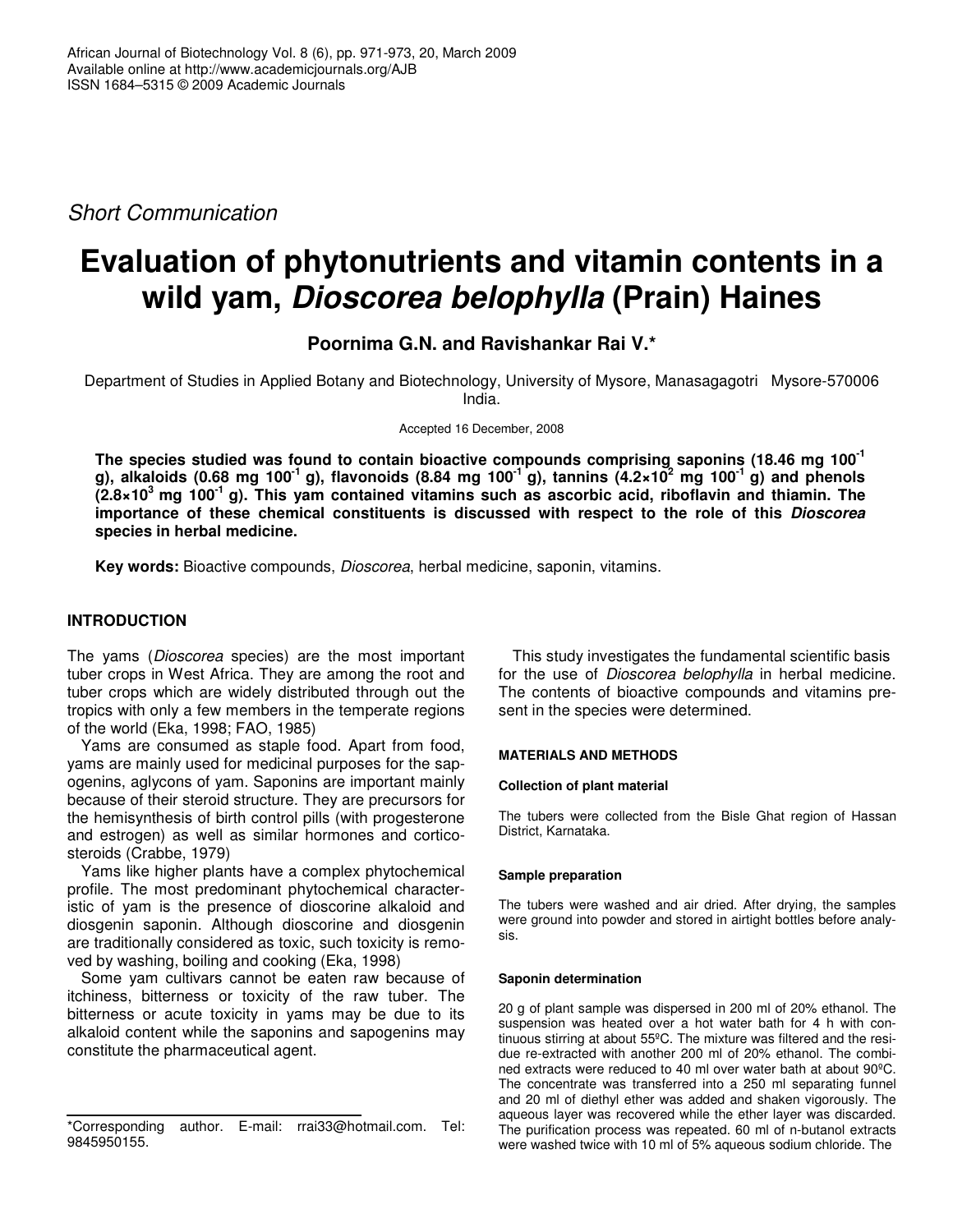*Short Communication*

# Evaluation of phytonutrients and vitamin contents in a wild yam, *Dioscorea belophylla* (Prain) Haines

**Poornima G.N. and Ravishankar Rai V.\***

Department of Studies in Applied Botany and Biotechnology, University of Mysore, Manasagagotri Mysore-570006 India.

Accepted 16 December, 2008

**The species studied was found to contain bioactive compounds comprising saponins (18.46 mg $100^{-1}$ g), alkaloids (0.68 mg $100^{-1}$ g), flavonoids (8.84 mg $100^{-1}$ g), tannins ($4.2\times10^{2}$ mg $100^{-1}$ g) and phenols ($2.8\times10^{3}$ mg $100^{-1}$ g). This yam contained vitamins such as ascorbic acid, riboflavin and thiamin. The importance of these chemical constituents is discussed with respect to the role of this *Dioscorea* species in herbal medicine.**

**Key words:** Bioactive compounds, *Dioscorea*, herbal medicine, saponin, vitamins.

## INTRODUCTION

The yams (*Dioscorea* species) are the most important tuber crops in West Africa. They are among the root and tuber crops which are widely distributed through out the tropics with only a few members in the temperate regions of the world (Eka, 1998; FAO, 1985)

Yams are consumed as staple food. Apart from food, yams are mainly used for medicinal purposes for the sapogenins, aglycons of yam. Saponins are important mainly because of their steroid structure. They are precursors for the hemisynthesis of birth control pills (with progesterone and estrogen) as well as similar hormones and corticosteroids (Crabbe, 1979)

Yams like higher plants have a complex phytochemical profile. The most predominant phytochemical characteristic of yam is the presence of dioscorine alkaloid and diosgenin saponin. Although dioscorine and diosgenin are traditionally considered as toxic, such toxicity is removed by washing, boiling and cooking (Eka, 1998)

Some yam cultivars cannot be eaten raw because of itchiness, bitterness or toxicity of the raw tuber. The bitterness or acute toxicity in yams may be due to its alkaloid content while the saponins and sapogenins may constitute the pharmaceutical agent.

This study investigates the fundamental scientific basis for the use of *Dioscorea belophylla* in herbal medicine. The contents of bioactive compounds and vitamins present in the species were determined.

## MATERIALS AND METHODS

### Collection of plant material

The tubers were collected from the Bisle Ghat region of Hassan District, Karnataka.

### Sample preparation

The tubers were washed and air dried. After drying, the samples were ground into powder and stored in airtight bottles before analysis.

### Saponin determination

20 g of plant sample was dispersed in 200 ml of 20% ethanol. The suspension was heated over a hot water bath for 4 h with continuous stirring at about 55ºC. The mixture was filtered and the residue re-extracted with another 200 ml of 20% ethanol. The combined extracts were reduced to 40 ml over water bath at about 90ºC. The concentrate was transferred into a 250 ml separating funnel and 20 ml of diethyl ether was added and shaken vigorously. The aqueous layer was recovered while the ether layer was discarded. The purification process was repeated. 60 ml of n-butanol extracts were washed twice with 10 ml of 5% aqueous sodium chloride. The

\*Corresponding author. E-mail: rrai33@hotmail.com. Tel: 9845950155.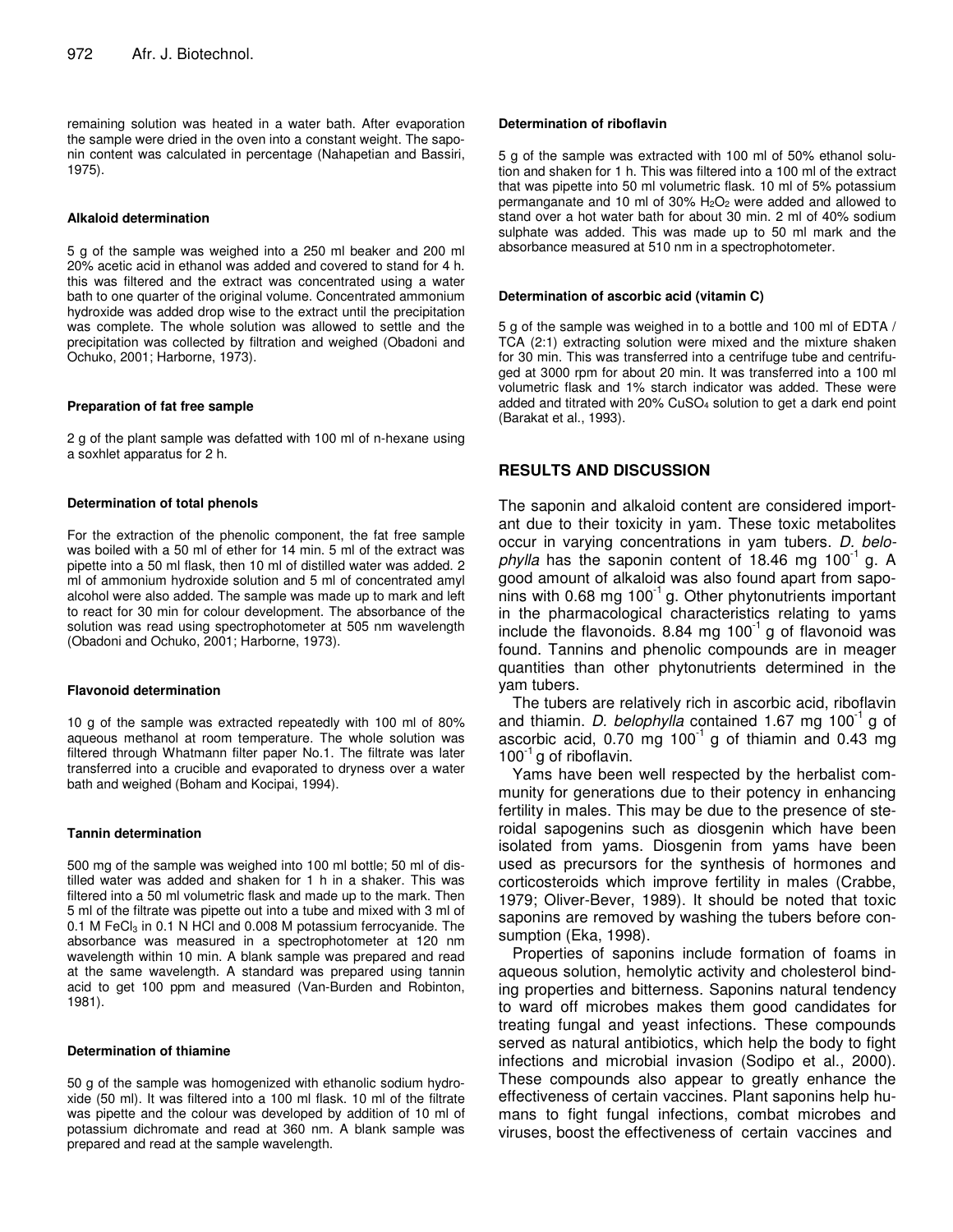remaining solution was heated in a water bath. After evaporation the sample were dried in the oven into a constant weight. The saponin content was calculated in percentage (Nahapetian and Bassiri, 1975).

#### Alkaloid determination

5 g of the sample was weighed into a 250 ml beaker and 200 ml 20% acetic acid in ethanol was added and covered to stand for 4 h. this was filtered and the extract was concentrated using a water bath to one quarter of the original volume. Concentrated ammonium hydroxide was added drop wise to the extract until the precipitation was complete. The whole solution was allowed to settle and the precipitation was collected by filtration and weighed (Obadoni and Ochuko, 2001; Harborne, 1973).

#### Preparation of fat free sample

2 g of the plant sample was defatted with 100 ml of n-hexane using a soxhlet apparatus for 2 h.

#### Determination of total phenols

For the extraction of the phenolic component, the fat free sample was boiled with a 50 ml of ether for 14 min. 5 ml of the extract was pipette into a 50 ml flask, then 10 ml of distilled water was added. 2 ml of ammonium hydroxide solution and 5 ml of concentrated amyl alcohol were also added. The sample was made up to mark and left to react for 30 min for colour development. The absorbance of the solution was read using spectrophotometer at 505 nm wavelength (Obadoni and Ochuko, 2001; Harborne, 1973).

#### Flavonoid determination

10 g of the sample was extracted repeatedly with 100 ml of 80% aqueous methanol at room temperature. The whole solution was filtered through Whatmann filter paper No.1. The filtrate was later transferred into a crucible and evaporated to dryness over a water bath and weighed (Boham and Kocipai, 1994).

#### Tannin determination

500 mg of the sample was weighed into 100 ml bottle; 50 ml of distilled water was added and shaken for 1 h in a shaker. This was filtered into a 50 ml volumetric flask and made up to the mark. Then 5 ml of the filtrate was pipette out into a tube and mixed with 3 ml of 0.1 M $FeCl_3$ in 0.1 N HCl and 0.008 M potassium ferrocyanide. The absorbance was measured in a spectrophotometer at 120 nm wavelength within 10 min. A blank sample was prepared and read at the same wavelength. A standard was prepared using tannin acid to get 100 ppm and measured (Van-Burden and Robinton, 1981).

#### Determination of thiamine

50 g of the sample was homogenized with ethanolic sodium hydroxide (50 ml). It was filtered into a 100 ml flask. 10 ml of the filtrate was pipette and the colour was developed by addition of 10 ml of potassium dichromate and read at 360 nm. A blank sample was prepared and read at the sample wavelength.

#### Determination of riboflavin

5 g of the sample was extracted with 100 ml of 50% ethanol solution and shaken for 1 h. This was filtered into a 100 ml of the extract that was pipette into 50 ml volumetric flask. 10 ml of 5% potassium permanganate and 10 ml of 30% $H_2O_2$ were added and allowed to stand over a hot water bath for about 30 min. 2 ml of 40% sodium sulphate was added. This was made up to 50 ml mark and the absorbance measured at 510 nm in a spectrophotometer.

#### Determination of ascorbic acid (vitamin C)

5 g of the sample was weighed in to a bottle and 100 ml of EDTA / TCA (2:1) extracting solution were mixed and the mixture shaken for 30 min. This was transferred into a centrifuge tube and centrifuged at 3000 rpm for about 20 min. It was transferred into a 100 ml volumetric flask and 1% starch indicator was added. These were added and titrated with 20% $CuSO_4$ solution to get a dark end point (Barakat et al., 1993).

## RESULTS AND DISCUSSION

The saponin and alkaloid content are considered important due to their toxicity in yam. These toxic metabolites occur in varying concentrations in yam tubers. *D. belophylla* has the saponin content of 18.46 mg $100^{-1}$ g. A good amount of alkaloid was also found apart from saponins with 0.68 mg $100^{-1}$ g. Other phytonutrients important in the pharmacological characteristics relating to yams include the flavonoids. 8.84 mg $100^{-1}$ g of flavonoid was found. Tannins and phenolic compounds are in meager quantities than other phytonutrients determined in the yam tubers.

The tubers are relatively rich in ascorbic acid, riboflavin and thiamin. *D. belophylla* contained 1.67 mg $100^{-1}$ g of ascorbic acid, 0.70 mg $100^{-1}$ g of thiamin and 0.43 mg $100^{-1}$ g of riboflavin.

Yams have been well respected by the herbalist community for generations due to their potency in enhancing fertility in males. This may be due to the presence of steroidal sapogenins such as diosgenin which have been isolated from yams. Diosgenin from yams have been used as precursors for the synthesis of hormones and corticosteroids which improve fertility in males (Crabbe, 1979; Oliver-Bever, 1989). It should be noted that toxic saponins are removed by washing the tubers before consumption (Eka, 1998).

Properties of saponins include formation of foams in aqueous solution, hemolytic activity and cholesterol binding properties and bitterness. Saponins natural tendency to ward off microbes makes them good candidates for treating fungal and yeast infections. These compounds served as natural antibiotics, which help the body to fight infections and microbial invasion (Sodipo et al., 2000). These compounds also appear to greatly enhance the effectiveness of certain vaccines. Plant saponins help humans to fight fungal infections, combat microbes and viruses, boost the effectiveness of certain vaccines and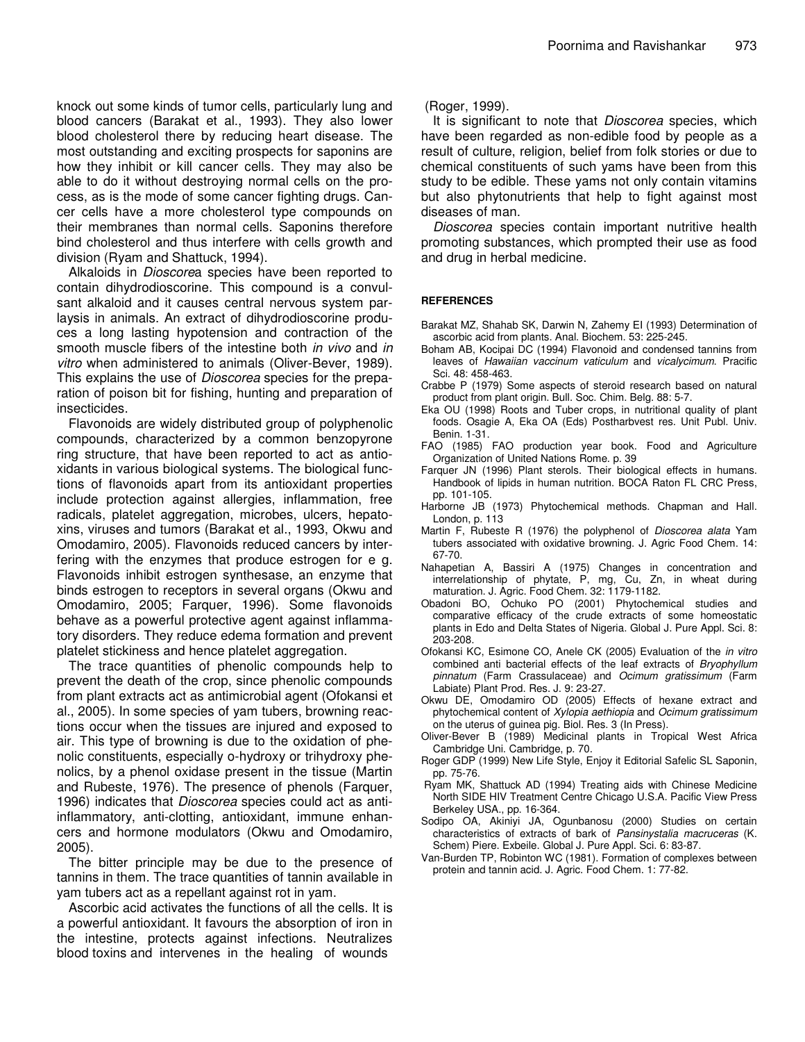knock out some kinds of tumor cells, particularly lung and blood cancers (Barakat et al., 1993). They also lower blood cholesterol there by reducing heart disease. The most outstanding and exciting prospects for saponins are how they inhibit or kill cancer cells. They may also be able to do it without destroying normal cells on the process, as is the mode of some cancer fighting drugs. Cancer cells have a more cholesterol type compounds on their membranes than normal cells. Saponins therefore bind cholesterol and thus interfere with cells growth and division (Ryam and Shattuck, 1994).

Alkaloids in *Dioscore*a species have been reported to contain dihydrodioscorine. This compound is a convulsant alkaloid and it causes central nervous system parlaysis in animals. An extract of dihydrodioscorine produces a long lasting hypotension and contraction of the smooth muscle fibers of the intestine both *in vivo* and *in vitro* when administered to animals (Oliver-Bever, 1989). This explains the use of *Dioscorea* species for the preparation of poison bit for fishing, hunting and preparation of insecticides.

Flavonoids are widely distributed group of polyphenolic compounds, characterized by a common benzopyrone ring structure, that have been reported to act as antioxidants in various biological systems. The biological functions of flavonoids apart from its antioxidant properties include protection against allergies, inflammation, free radicals, platelet aggregation, microbes, ulcers, hepatoxins, viruses and tumors (Barakat et al., 1993, Okwu and Omodamiro, 2005). Flavonoids reduced cancers by interfering with the enzymes that produce estrogen for e g. Flavonoids inhibit estrogen synthesase, an enzyme that binds estrogen to receptors in several organs (Okwu and Omodamiro, 2005; Farquer, 1996). Some flavonoids behave as a powerful protective agent against inflammatory disorders. They reduce edema formation and prevent platelet stickiness and hence platelet aggregation.

The trace quantities of phenolic compounds help to prevent the death of the crop, since phenolic compounds from plant extracts act as antimicrobial agent (Ofokansi et al., 2005). In some species of yam tubers, browning reactions occur when the tissues are injured and exposed to air. This type of browning is due to the oxidation of phenolic constituents, especially o-hydroxy or trihydroxy phenolics, by a phenol oxidase present in the tissue (Martin and Rubeste, 1976). The presence of phenols (Farquer, 1996) indicates that *Dioscorea* species could act as anti-inflammatory, anti-clotting, antioxidant, immune enhancers and hormone modulators (Okwu and Omodamiro, 2005).

The bitter principle may be due to the presence of tannins in them. The trace quantities of tannin available in yam tubers act as a repellant against rot in yam.

Ascorbic acid activates the functions of all the cells. It is a powerful antioxidant. It favours the absorption of iron in the intestine, protects against infections. Neutralizes blood toxins and intervenes in the healing of wounds (Roger, 1999).

It is significant to note that *Dioscorea* species, which have been regarded as non-edible food by people as a result of culture, religion, belief from folk stories or due to chemical constituents of such yams have been from this study to be edible. These yams not only contain vitamins but also phytonutrients that help to fight against most diseases of man.

*Dioscorea* species contain important nutritive health promoting substances, which prompted their use as food and drug in herbal medicine.

## REFERENCES

Barakat MZ, Shahab SK, Darwin N, Zahemy EI (1993) Determination of ascorbic acid from plants. Anal. Biochem. 53: 225-245.

Boham AB, Kocipai DC (1994) Flavonoid and condensed tannins from leaves of *Hawaiian vaccinum vaticulum* and *vicalycimum*. Pacific Sci. 48: 458-463.

Crabbe P (1979) Some aspects of steroid research based on natural product from plant origin. Bull. Soc. Chim. Belg. 88: 5-7.

Eka OU (1998) Roots and Tuber crops, in nutritional quality of plant foods. Osagie A, Eka OA (Eds) Postharbvest res. Unit Publ. Univ. Benin. 1-31.

FAO (1985) FAO production year book. Food and Agriculture Organization of United Nations Rome. p. 39

Farquer JN (1996) Plant sterols. Their biological effects in humans. Handbook of lipids in human nutrition. BOCA Raton FL CRC Press, pp. 101-105.

Harborne JB (1973) Phytochemical methods. Chapman and Hall. London, p. 113

Martin F, Rubeste R (1976) the polyphenol of *Dioscorea alata* Yam tubers associated with oxidative browning. J. Agric Food Chem. 14: 67-70.

Nahapetian A, Bassiri A (1975) Changes in concentration and interrelationship of phytate, P, mg, Cu, Zn, in wheat during maturation. J. Agric. Food Chem. 32: 1179-1182.

Obadoni BO, Ochuko PO (2001) Phytochemical studies and comparative efficacy of the crude extracts of some homeostatic plants in Edo and Delta States of Nigeria. Global J. Pure Appl. Sci. 8: 203-208.

Ofokansi KC, Esimone CO, Anele CK (2005) Evaluation of the *in vitro* combined anti bacterial effects of the leaf extracts of *Bryophyllum pinnatum* (Farm Crassulaceae) and *Ocimum gratissimum* (Farm Labiate) Plant Prod. Res. J. 9: 23-27.

Okwu DE, Omodamiro OD (2005) Effects of hexane extract and phytochemical content of *Xylopia aethiopia* and *Ocimum gratissimum* on the uterus of guinea pig. Biol. Res. 3 (In Press).

Oliver-Bever B (1989) Medicinal plants in Tropical West Africa Cambridge Uni. Cambridge, p. 70.

Roger GDP (1999) New Life Style, Enjoy it Editorial Safelic SL Saponin, pp. 75-76.

Ryam MK, Shattuck AD (1994) Treating aids with Chinese Medicine North SIDE HIV Treatment Centre Chicago U.S.A. Pacific View Press Berkeley USA., pp. 16-364.

Sodipo OA, Akiniyi JA, Ogunbanosu (2000) Studies on certain characteristics of extracts of bark of *Pansinystalia macruceras* (K. Schem) Piere. Exbeile. Global J. Pure Appl. Sci. 6: 83-87.

Van-Burden TP, Robinton WC (1981). Formation of complexes between protein and tannin acid. J. Agric. Food Chem. 1: 77-82.